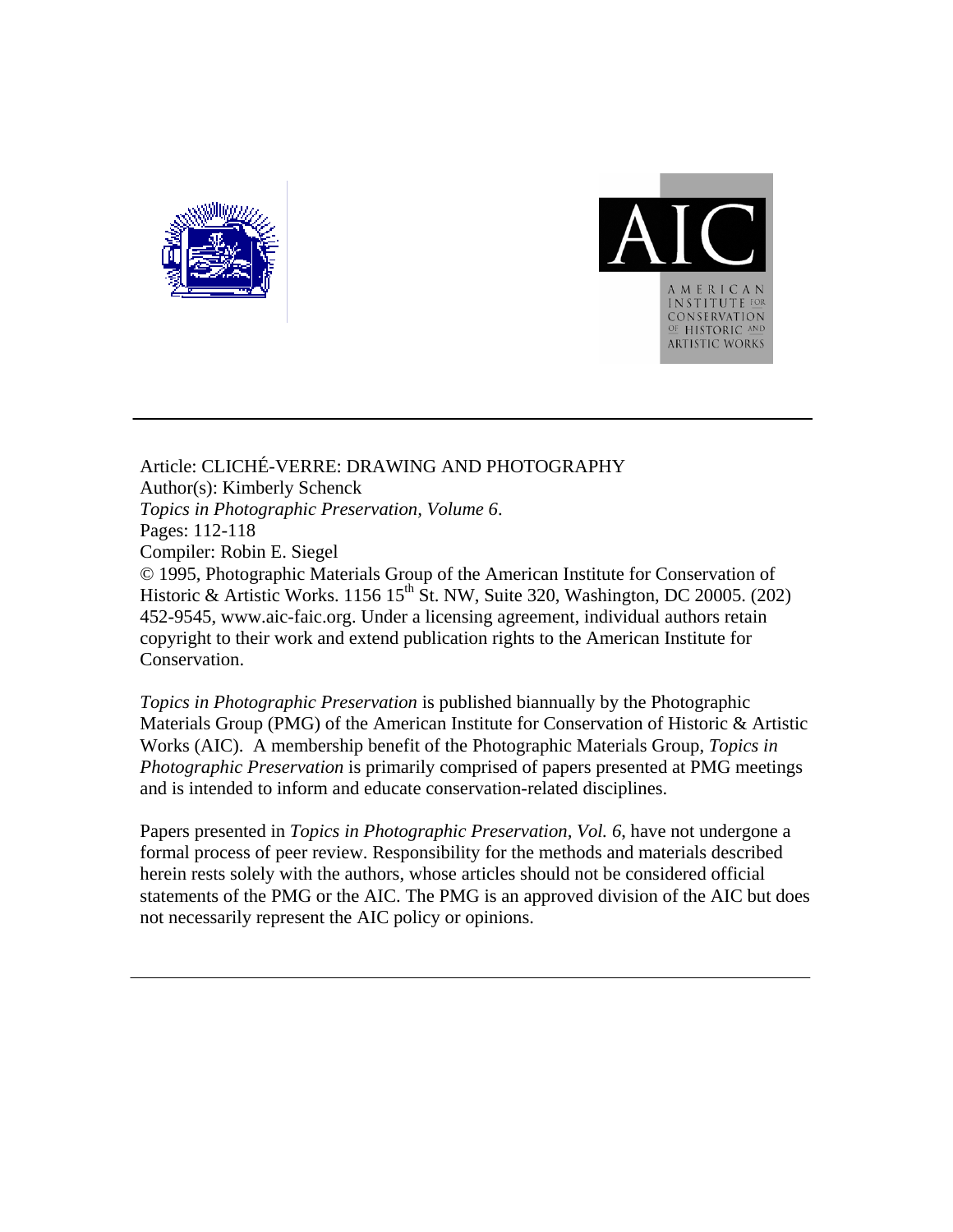AMERICAN INSTITUTE FOR CONSERVATION OF HISTORIC AND ARTISTIC WORKS

---

Article: CLICHÉ-VERRE: DRAWING AND PHOTOGRAPHY
Author(s): Kimberly Schenck
*Topics in Photographic Preservation, Volume 6*.
Pages: 112-118
Compiler: Robin E. Siegel
© 1995, Photographic Materials Group of the American Institute for Conservation of Historic & Artistic Works. 1156 15th St. NW, Suite 320, Washington, DC 20005. (202) 452-9545, www.aic-faic.org. Under a licensing agreement, individual authors retain copyright to their work and extend publication rights to the American Institute for Conservation.

*Topics in Photographic Preservation* is published biannually by the Photographic Materials Group (PMG) of the American Institute for Conservation of Historic & Artistic Works (AIC). A membership benefit of the Photographic Materials Group, *Topics in Photographic Preservation* is primarily comprised of papers presented at PMG meetings and is intended to inform and educate conservation-related disciplines.

Papers presented in *Topics in Photographic Preservation, Vol. 6*, have not undergone a formal process of peer review. Responsibility for the methods and materials described herein rests solely with the authors, whose articles should not be considered official statements of the PMG or the AIC. The PMG is an approved division of the AIC but does not necessarily represent the AIC policy or opinions.

---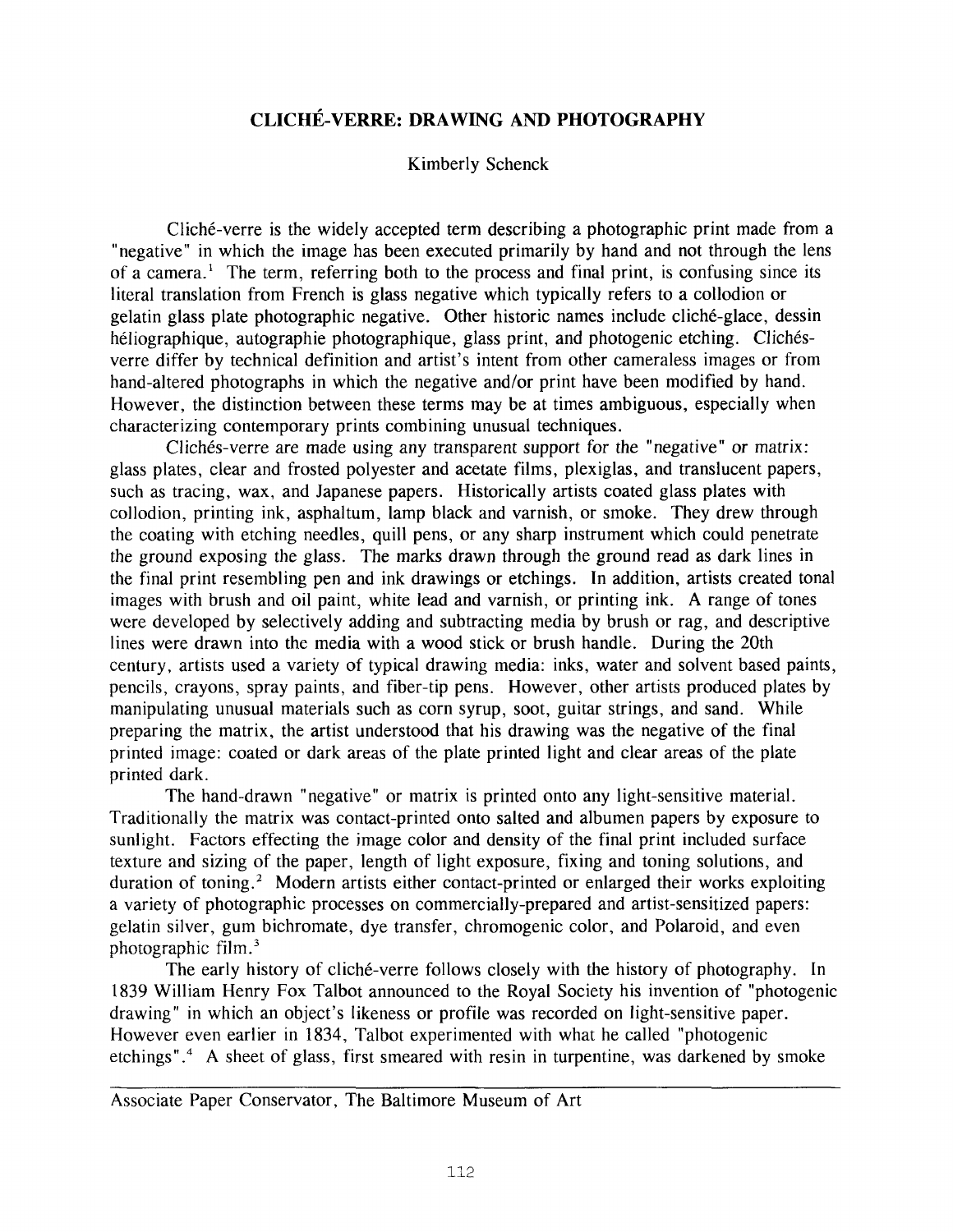## CLICHÉ-VERRE: DRAWING AND PHOTOGRAPHY

Kimberly Schenck

Cliché-verre is the widely accepted term describing a photographic print made from a "negative" in which the image has been executed primarily by hand and not through the lens of a camera.[1] The term, referring both to the process and final print, is confusing since its literal translation from French is glass negative which typically refers to a collodion or gelatin glass plate photographic negative. Other historic names include cliché-glace, dessin héliographique, autographie photographique, glass print, and photogenic etching. Clichés-verre differ by technical definition and artist's intent from other cameraless images or from hand-altered photographs in which the negative and/or print have been modified by hand. However, the distinction between these terms may be at times ambiguous, especially when characterizing contemporary prints combining unusual techniques.

Clichés-verre are made using any transparent support for the "negative" or matrix: glass plates, clear and frosted polyester and acetate films, plexiglas, and translucent papers, such as tracing, wax, and Japanese papers. Historically artists coated glass plates with collodion, printing ink, asphaltum, lamp black and varnish, or smoke. They drew through the coating with etching needles, quill pens, or any sharp instrument which could penetrate the ground exposing the glass. The marks drawn through the ground read as dark lines in the final print resembling pen and ink drawings or etchings. In addition, artists created tonal images with brush and oil paint, white lead and varnish, or printing ink. A range of tones were developed by selectively adding and subtracting media by brush or rag, and descriptive lines were drawn into the media with a wood stick or brush handle. During the 20th century, artists used a variety of typical drawing media: inks, water and solvent based paints, pencils, crayons, spray paints, and fiber-tip pens. However, other artists produced plates by manipulating unusual materials such as corn syrup, soot, guitar strings, and sand. While preparing the matrix, the artist understood that his drawing was the negative of the final printed image: coated or dark areas of the plate printed light and clear areas of the plate printed dark.

The hand-drawn "negative" or matrix is printed onto any light-sensitive material. Traditionally the matrix was contact-printed onto salted and albumen papers by exposure to sunlight. Factors effecting the image color and density of the final print included surface texture and sizing of the paper, length of light exposure, fixing and toning solutions, and duration of toning.[2] Modern artists either contact-printed or enlarged their works exploiting a variety of photographic processes on commercially-prepared and artist-sensitized papers: gelatin silver, gum bichromate, dye transfer, chromogenic color, and Polaroid, and even photographic film.[3]

The early history of cliché-verre follows closely with the history of photography. In 1839 William Henry Fox Talbot announced to the Royal Society his invention of "photogenic drawing" in which an object's likeness or profile was recorded on light-sensitive paper. However even earlier in 1834, Talbot experimented with what he called "photogenic etchings".[4] A sheet of glass, first smeared with resin in turpentine, was darkened by smoke

---

Associate Paper Conservator, The Baltimore Museum of Art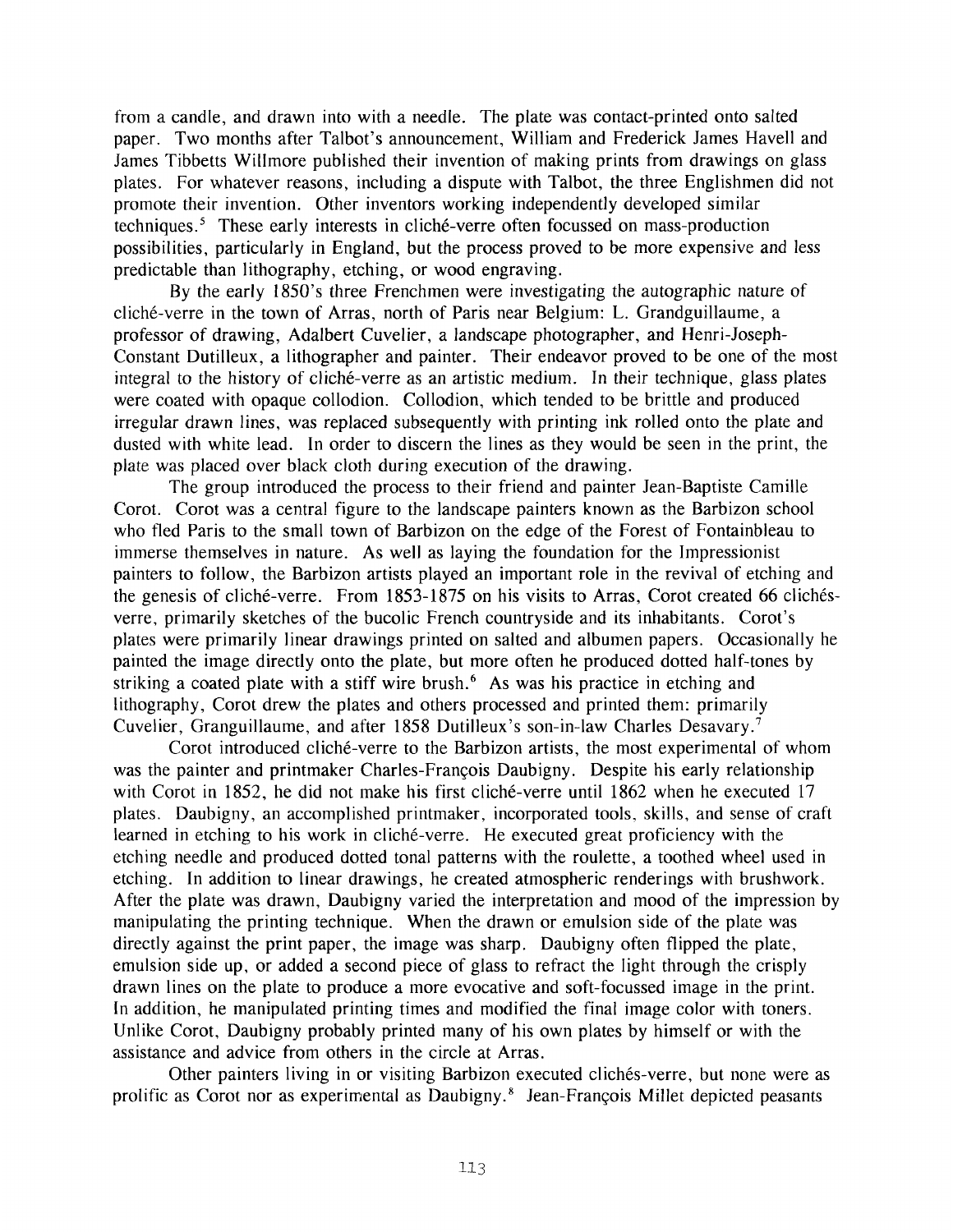from a candle, and drawn into with a needle. The plate was contact-printed onto salted paper. Two months after Talbot's announcement, William and Frederick James Havell and James Tibbetts Willmore published their invention of making prints from drawings on glass plates. For whatever reasons, including a dispute with Talbot, the three Englishmen did not promote their invention. Other inventors working independently developed similar techniques.[5] These early interests in cliché-verre often focussed on mass-production possibilities, particularly in England, but the process proved to be more expensive and less predictable than lithography, etching, or wood engraving.

By the early 1850's three Frenchmen were investigating the autographic nature of cliché-verre in the town of Arras, north of Paris near Belgium: L. Grandguillaume, a professor of drawing, Adalbert Cuvelier, a landscape photographer, and Henri-Joseph-Constant Dutilleux, a lithographer and painter. Their endeavor proved to be one of the most integral to the history of cliché-verre as an artistic medium. In their technique, glass plates were coated with opaque collodion. Collodion, which tended to be brittle and produced irregular drawn lines, was replaced subsequently with printing ink rolled onto the plate and dusted with white lead. In order to discern the lines as they would be seen in the print, the plate was placed over black cloth during execution of the drawing.

The group introduced the process to their friend and painter Jean-Baptiste Camille Corot. Corot was a central figure to the landscape painters known as the Barbizon school who fled Paris to the small town of Barbizon on the edge of the Forest of Fontainbleau to immerse themselves in nature. As well as laying the foundation for the Impressionist painters to follow, the Barbizon artists played an important role in the revival of etching and the genesis of cliché-verre. From 1853-1875 on his visits to Arras, Corot created 66 clichés-verre, primarily sketches of the bucolic French countryside and its inhabitants. Corot's plates were primarily linear drawings printed on salted and albumen papers. Occasionally he painted the image directly onto the plate, but more often he produced dotted half-tones by striking a coated plate with a stiff wire brush.[6] As was his practice in etching and lithography, Corot drew the plates and others processed and printed them: primarily Cuvelier, Granguillaume, and after 1858 Dutilleux's son-in-law Charles Desavary.[7]

Corot introduced cliché-verre to the Barbizon artists, the most experimental of whom was the painter and printmaker Charles-François Daubigny. Despite his early relationship with Corot in 1852, he did not make his first cliché-verre until 1862 when he executed 17 plates. Daubigny, an accomplished printmaker, incorporated tools, skills, and sense of craft learned in etching to his work in cliché-verre. He executed great proficiency with the etching needle and produced dotted tonal patterns with the roulette, a toothed wheel used in etching. In addition to linear drawings, he created atmospheric renderings with brushwork. After the plate was drawn, Daubigny varied the interpretation and mood of the impression by manipulating the printing technique. When the drawn or emulsion side of the plate was directly against the print paper, the image was sharp. Daubigny often flipped the plate, emulsion side up, or added a second piece of glass to refract the light through the crisply drawn lines on the plate to produce a more evocative and soft-focussed image in the print. In addition, he manipulated printing times and modified the final image color with toners. Unlike Corot, Daubigny probably printed many of his own plates by himself or with the assistance and advice from others in the circle at Arras.

Other painters living in or visiting Barbizon executed clichés-verre, but none were as prolific as Corot nor as experimental as Daubigny.[8] Jean-François Millet depicted peasants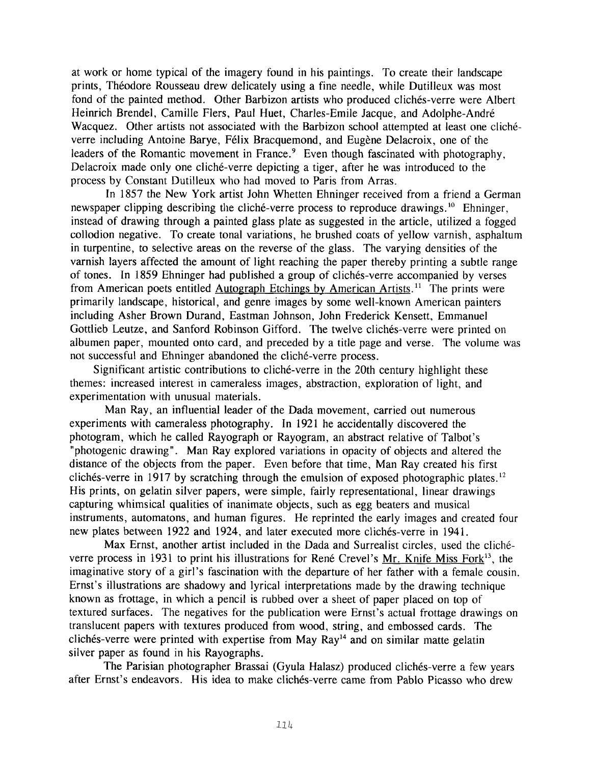at work or home typical of the imagery found in his paintings. To create their landscape prints, Théodore Rousseau drew delicately using a fine needle, while Dutilleux was most fond of the painted method. Other Barbizon artists who produced clichés-verre were Albert Heinrich Brendel, Camille Flers, Paul Huet, Charles-Emile Jacque, and Adolphe-André Wacquez. Other artists not associated with the Barbizon school attempted at least one cliché-verre including Antoine Barye, Félix Bracquemond, and Eugène Delacroix, one of the leaders of the Romantic movement in France.[9] Even though fascinated with photography, Delacroix made only one cliché-verre depicting a tiger, after he was introduced to the process by Constant Dutilleux who had moved to Paris from Arras.

In 1857 the New York artist John Whetten Ehninger received from a friend a German newspaper clipping describing the cliché-verre process to reproduce drawings.[10] Ehninger, instead of drawing through a painted glass plate as suggested in the article, utilized a fogged collodion negative. To create tonal variations, he brushed coats of yellow varnish, asphaltum in turpentine, to selective areas on the reverse of the glass. The varying densities of the varnish layers affected the amount of light reaching the paper thereby printing a subtle range of tones. In 1859 Ehninger had published a group of clichés-verre accompanied by verses from American poets entitled Autograph Etchings by American Artists.[11] The prints were primarily landscape, historical, and genre images by some well-known American painters including Asher Brown Durand, Eastman Johnson, John Frederick Kensett, Emmanuel Gottlieb Leutze, and Sanford Robinson Gifford. The twelve clichés-verre were printed on albumen paper, mounted onto card, and preceded by a title page and verse. The volume was not successful and Ehninger abandoned the cliché-verre process.

Significant artistic contributions to cliché-verre in the 20th century highlight these themes: increased interest in cameraless images, abstraction, exploration of light, and experimentation with unusual materials.

Man Ray, an influential leader of the Dada movement, carried out numerous experiments with cameraless photography. In 1921 he accidentally discovered the photogram, which he called Rayograph or Rayogram, an abstract relative of Talbot's "photogenic drawing". Man Ray explored variations in opacity of objects and altered the distance of the objects from the paper. Even before that time, Man Ray created his first clichés-verre in 1917 by scratching through the emulsion of exposed photographic plates.[12] His prints, on gelatin silver papers, were simple, fairly representational, linear drawings capturing whimsical qualities of inanimate objects, such as egg beaters and musical instruments, automatons, and human figures. He reprinted the early images and created four new plates between 1922 and 1924, and later executed more clichés-verre in 1941.

Max Ernst, another artist included in the Dada and Surrealist circles, used the cliché-verre process in 1931 to print his illustrations for René Crevel's Mr. Knife Miss Fork[13], the imaginative story of a girl's fascination with the departure of her father with a female cousin. Ernst's illustrations are shadowy and lyrical interpretations made by the drawing technique known as frottage, in which a pencil is rubbed over a sheet of paper placed on top of textured surfaces. The negatives for the publication were Ernst's actual frottage drawings on translucent papers with textures produced from wood, string, and embossed cards. The clichés-verre were printed with expertise from May Ray[14] and on similar matte gelatin silver paper as found in his Rayographs.

The Parisian photographer Brassai (Gyula Halasz) produced clichés-verre a few years after Ernst's endeavors. His idea to make clichés-verre came from Pablo Picasso who drew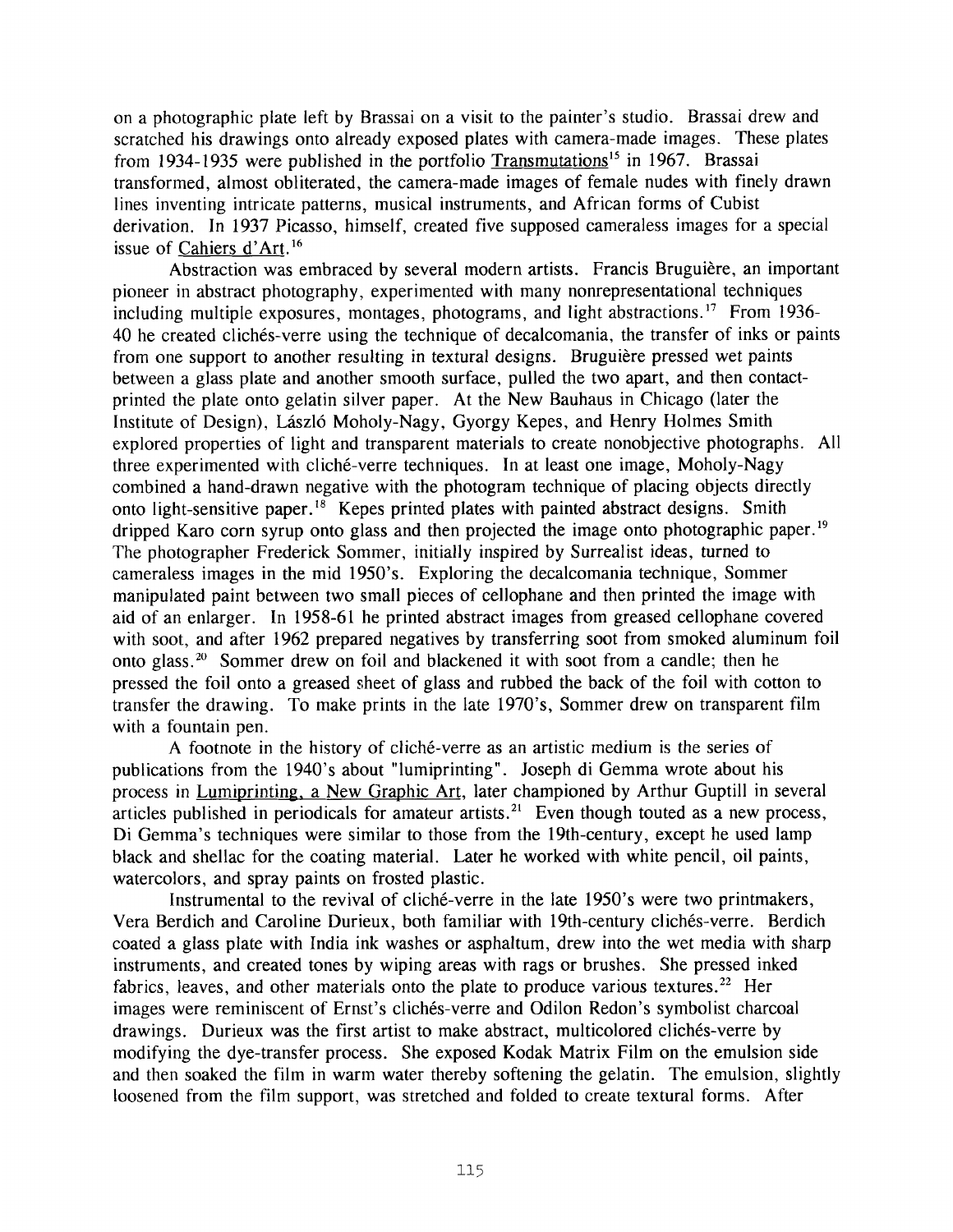on a photographic plate left by Brassai on a visit to the painter's studio. Brassai drew and scratched his drawings onto already exposed plates with camera-made images. These plates from 1934-1935 were published in the portfolio Transmutations[15] in 1967. Brassai transformed, almost obliterated, the camera-made images of female nudes with finely drawn lines inventing intricate patterns, musical instruments, and African forms of Cubist derivation. In 1937 Picasso, himself, created five supposed cameraless images for a special issue of Cahiers d'Art.[16]

Abstraction was embraced by several modern artists. Francis Bruguière, an important pioneer in abstract photography, experimented with many nonrepresentational techniques including multiple exposures, montages, photograms, and light abstractions.[17] From 1936-40 he created clichés-verre using the technique of decalcomania, the transfer of inks or paints from one support to another resulting in textural designs. Bruguière pressed wet paints between a glass plate and another smooth surface, pulled the two apart, and then contact-printed the plate onto gelatin silver paper. At the New Bauhaus in Chicago (later the Institute of Design), László Moholy-Nagy, Gyorgy Kepes, and Henry Holmes Smith explored properties of light and transparent materials to create nonobjective photographs. All three experimented with cliché-verre techniques. In at least one image, Moholy-Nagy combined a hand-drawn negative with the photogram technique of placing objects directly onto light-sensitive paper.[18] Kepes printed plates with painted abstract designs. Smith dripped Karo corn syrup onto glass and then projected the image onto photographic paper.[19] The photographer Frederick Sommer, initially inspired by Surrealist ideas, turned to cameraless images in the mid 1950's. Exploring the decalcomania technique, Sommer manipulated paint between two small pieces of cellophane and then printed the image with aid of an enlarger. In 1958-61 he printed abstract images from greased cellophane covered with soot, and after 1962 prepared negatives by transferring soot from smoked aluminum foil onto glass.[20] Sommer drew on foil and blackened it with soot from a candle; then he pressed the foil onto a greased sheet of glass and rubbed the back of the foil with cotton to transfer the drawing. To make prints in the late 1970's, Sommer drew on transparent film with a fountain pen.

A footnote in the history of cliché-verre as an artistic medium is the series of publications from the 1940's about "lumiprinting". Joseph di Gemma wrote about his process in Lumiprinting, a New Graphic Art, later championed by Arthur Guptill in several articles published in periodicals for amateur artists.[21] Even though touted as a new process, Di Gemma's techniques were similar to those from the 19th-century, except he used lamp black and shellac for the coating material. Later he worked with white pencil, oil paints, watercolors, and spray paints on frosted plastic.

Instrumental to the revival of cliché-verre in the late 1950's were two printmakers, Vera Berdich and Caroline Durieux, both familiar with 19th-century clichés-verre. Berdich coated a glass plate with India ink washes or asphaltum, drew into the wet media with sharp instruments, and created tones by wiping areas with rags or brushes. She pressed inked fabrics, leaves, and other materials onto the plate to produce various textures.[22] Her images were reminiscent of Ernst's clichés-verre and Odilon Redon's symbolist charcoal drawings. Durieux was the first artist to make abstract, multicolored clichés-verre by modifying the dye-transfer process. She exposed Kodak Matrix Film on the emulsion side and then soaked the film in warm water thereby softening the gelatin. The emulsion, slightly loosened from the film support, was stretched and folded to create textural forms. After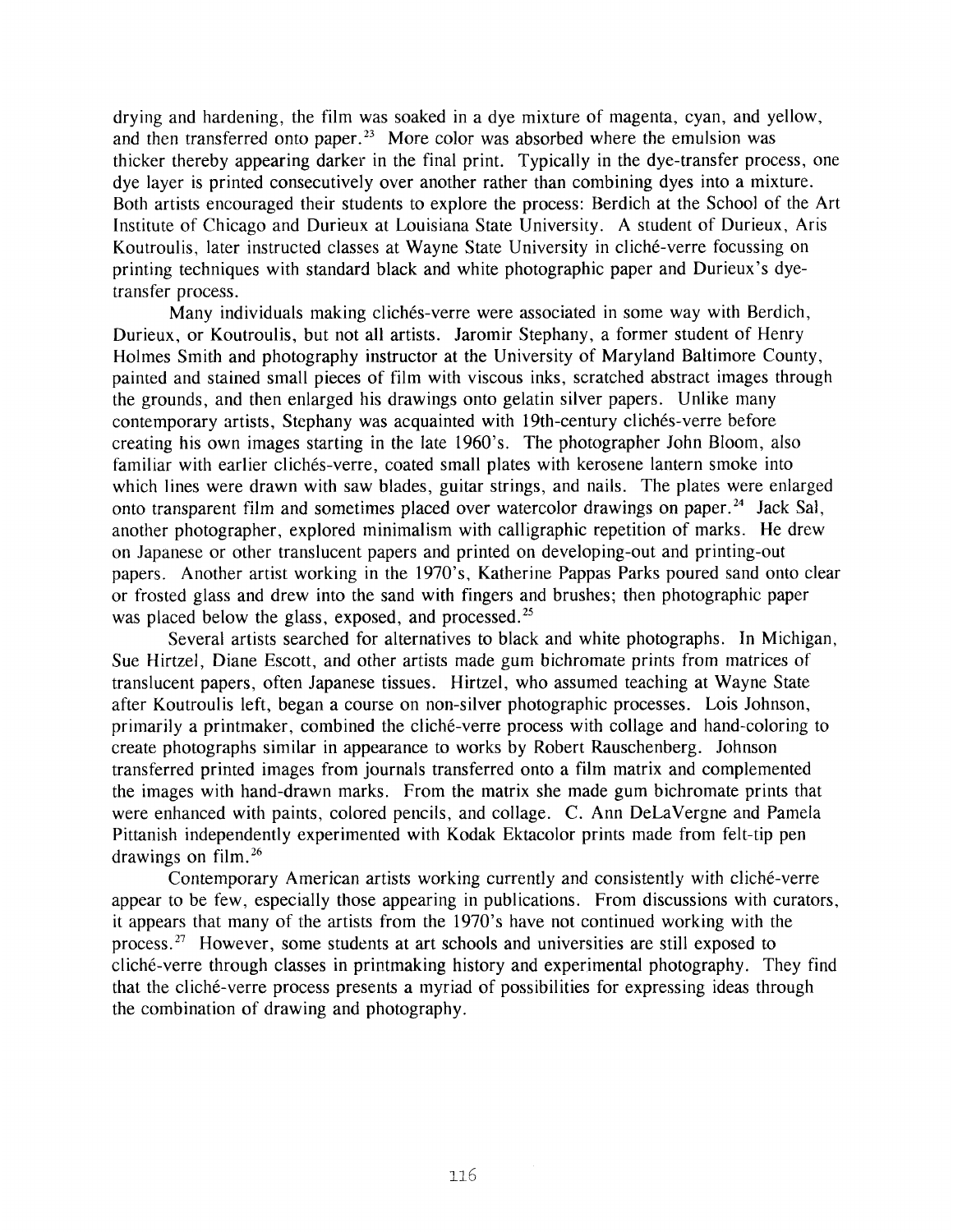drying and hardening, the film was soaked in a dye mixture of magenta, cyan, and yellow, and then transferred onto paper.[23] More color was absorbed where the emulsion was thicker thereby appearing darker in the final print. Typically in the dye-transfer process, one dye layer is printed consecutively over another rather than combining dyes into a mixture. Both artists encouraged their students to explore the process: Berdich at the School of the Art Institute of Chicago and Durieux at Louisiana State University. A student of Durieux, Aris Koutroulis, later instructed classes at Wayne State University in cliché-verre focussing on printing techniques with standard black and white photographic paper and Durieux's dye-transfer process.

Many individuals making clichés-verre were associated in some way with Berdich, Durieux, or Koutroulis, but not all artists. Jaromir Stephany, a former student of Henry Holmes Smith and photography instructor at the University of Maryland Baltimore County, painted and stained small pieces of film with viscous inks, scratched abstract images through the grounds, and then enlarged his drawings onto gelatin silver papers. Unlike many contemporary artists, Stephany was acquainted with 19th-century clichés-verre before creating his own images starting in the late 1960's. The photographer John Bloom, also familiar with earlier clichés-verre, coated small plates with kerosene lantern smoke into which lines were drawn with saw blades, guitar strings, and nails. The plates were enlarged onto transparent film and sometimes placed over watercolor drawings on paper.[24] Jack Sal, another photographer, explored minimalism with calligraphic repetition of marks. He drew on Japanese or other translucent papers and printed on developing-out and printing-out papers. Another artist working in the 1970's, Katherine Pappas Parks poured sand onto clear or frosted glass and drew into the sand with fingers and brushes; then photographic paper was placed below the glass, exposed, and processed.[25]

Several artists searched for alternatives to black and white photographs. In Michigan, Sue Hirtzel, Diane Escott, and other artists made gum bichromate prints from matrices of translucent papers, often Japanese tissues. Hirtzel, who assumed teaching at Wayne State after Koutroulis left, began a course on non-silver photographic processes. Lois Johnson, primarily a printmaker, combined the cliché-verre process with collage and hand-coloring to create photographs similar in appearance to works by Robert Rauschenberg. Johnson transferred printed images from journals transferred onto a film matrix and complemented the images with hand-drawn marks. From the matrix she made gum bichromate prints that were enhanced with paints, colored pencils, and collage. C. Ann DeLaVergne and Pamela Pittanish independently experimented with Kodak Ektacolor prints made from felt-tip pen drawings on film.[26]

Contemporary American artists working currently and consistently with cliché-verre appear to be few, especially those appearing in publications. From discussions with curators, it appears that many of the artists from the 1970's have not continued working with the process.[27] However, some students at art schools and universities are still exposed to cliché-verre through classes in printmaking history and experimental photography. They find that the cliché-verre process presents a myriad of possibilities for expressing ideas through the combination of drawing and photography.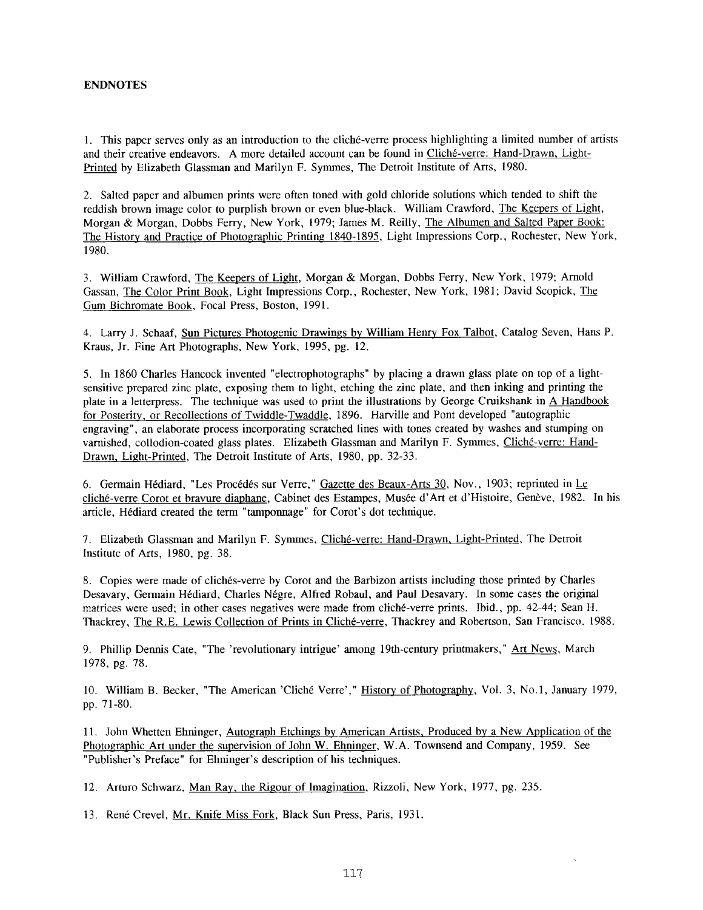**ENDNOTES**

1. This paper serves only as an introduction to the cliché-verre process highlighting a limited number of artists and their creative endeavors. A more detailed account can be found in Cliché-verre: Hand-Drawn, Light-Printed by Elizabeth Glassman and Marilyn F. Symmes, The Detroit Institute of Arts, 1980.

2. Salted paper and albumen prints were often toned with gold chloride solutions which tended to shift the reddish brown image color to purplish brown or even blue-black. William Crawford, The Keepers of Light, Morgan & Morgan, Dobbs Ferry, New York, 1979; James M. Reilly, The Albumen and Salted Paper Book: The History and Practice of Photographic Printing 1840-1895, Light Impressions Corp., Rochester, New York, 1980.

3. William Crawford, The Keepers of Light, Morgan & Morgan, Dobbs Ferry, New York, 1979; Arnold Gassan, The Color Print Book, Light Impressions Corp., Rochester, New York, 1981; David Scopick, The Gum Bichromate Book, Focal Press, Boston, 1991.

4. Larry J. Schaaf, Sun Pictures Photogenic Drawings by William Henry Fox Talbot, Catalog Seven, Hans P. Kraus, Jr. Fine Art Photographs, New York, 1995, pg. 12.

5. In 1860 Charles Hancock invented "electrophotographs" by placing a drawn glass plate on top of a light-sensitive prepared zinc plate, exposing them to light, etching the zinc plate, and then inking and printing the plate in a letterpress. The technique was used to print the illustrations by George Cruikshank in A Handbook for Posterity, or Recollections of Twiddle-Twaddle, 1896. Harville and Pont developed "autographic engraving", an elaborate process incorporating scratched lines with tones created by washes and stumping on varnished, collodion-coated glass plates. Elizabeth Glassman and Marilyn F. Symmes, Cliché-verre: Hand-Drawn, Light-Printed, The Detroit Institute of Arts, 1980, pp. 32-33.

6. Germain Hédiard, "Les Procédés sur Verre," Gazette des Beaux-Arts 30, Nov., 1903; reprinted in Le cliché-verre Corot et bravure diaphane, Cabinet des Estampes, Musée d'Art et d'Histoire, Genève, 1982. In his article, Hédiard created the term "tamponnage" for Corot's dot technique.

7. Elizabeth Glassman and Marilyn F. Symmes, Cliché-verre: Hand-Drawn, Light-Printed, The Detroit Institute of Arts, 1980, pg. 38.

8. Copies were made of clichés-verre by Corot and the Barbizon artists including those printed by Charles Desavary, Germain Hédiard, Charles Négre, Alfred Robaul, and Paul Desavary. In some cases the original matrices were used; in other cases negatives were made from cliché-verre prints. Ibid., pp. 42-44; Sean H. Thackrey, The R.E. Lewis Collection of Prints in Cliché-verre, Thackrey and Robertson, San Francisco, 1988.

9. Phillip Dennis Cate, "The 'revolutionary intrigue' among 19th-century printmakers," Art News, March 1978, pg. 78.

10. William B. Becker, "The American 'Cliché Verre'," History of Photography, Vol. 3, No.1, January 1979, pp. 71-80.

11. John Whetten Ehninger, Autograph Etchings by American Artists, Produced by a New Application of the Photographic Art under the supervision of John W. Ehninger, W.A. Townsend and Company, 1959. See "Publisher's Preface" for Ehninger's description of his techniques.

12. Arturo Schwarz, Man Ray, the Rigour of Imagination, Rizzoli, New York, 1977, pg. 235.

13. René Crevel, Mr. Knife Miss Fork, Black Sun Press, Paris, 1931.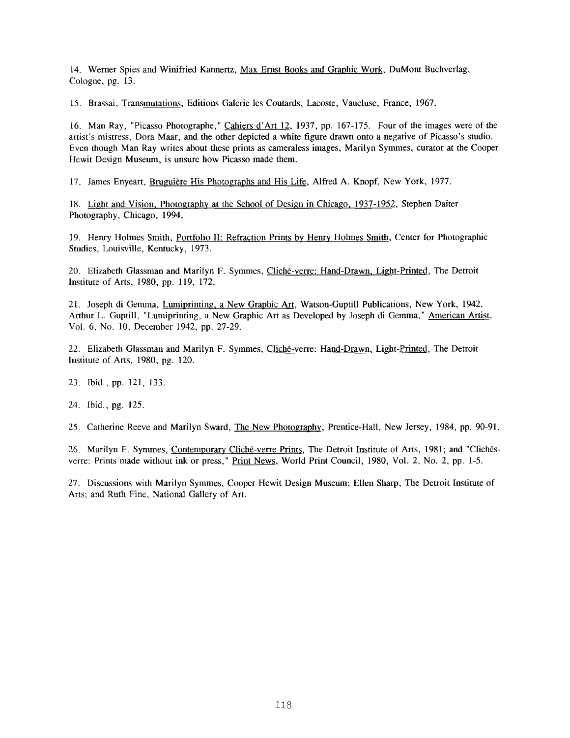14. Werner Spies and Winifried Kannertz, Max Ernst Books and Graphic Work, DuMont Buchverlag, Cologne, pg. 13.

15. Brassai, Transmutations, Editions Galerie les Coutards, Lacoste, Vaucluse, France, 1967.

16. Man Ray, "Picasso Photographe," Cahiers d'Art 12, 1937, pp. 167-175. Four of the images were of the artist's mistress, Dora Maar, and the other depicted a white figure drawn onto a negative of Picasso's studio. Even though Man Ray writes about these prints as cameraless images, Marilyn Symmes, curator at the Cooper Hewit Design Museum, is unsure how Picasso made them.

17. James Enyeart, Bruguière His Photographs and His Life, Alfred A. Knopf, New York, 1977.

18. Light and Vision, Photography at the School of Design in Chicago, 1937-1952, Stephen Daiter Photography, Chicago, 1994.

19. Henry Holmes Smith, Portfolio II: Refraction Prints by Henry Holmes Smith, Center for Photographic Studies, Louisville, Kentucky, 1973.

20. Elizabeth Glassman and Marilyn F. Symmes, Cliché-verre: Hand-Drawn, Light-Printed, The Detroit Institute of Arts, 1980, pp. 119, 172.

21. Joseph di Gemma, Lumiprinting, a New Graphic Art, Watson-Guptill Publications, New York, 1942. Arthur L. Guptill, "Lumiprinting, a New Graphic Art as Developed by Joseph di Gemma," American Artist, Vol. 6, No. 10, December 1942, pp. 27-29.

22. Elizabeth Glassman and Marilyn F. Symmes, Cliché-verre: Hand-Drawn, Light-Printed, The Detroit Institute of Arts, 1980, pg. 120.

23. Ibid., pp. 121, 133.

24. Ibid., pg. 125.

25. Catherine Reeve and Marilyn Sward, The New Photography, Prentice-Hall, New Jersey, 1984, pp. 90-91.

26. Marilyn F. Symmes, Contemporary Cliché-verre Prints, The Detroit Institute of Arts, 1981; and "Clichés-verre: Prints made without ink or press," Print News, World Print Council, 1980, Vol. 2, No. 2, pp. 1-5.

27. Discussions with Marilyn Symmes, Cooper Hewit Design Museum; Ellen Sharp, The Detroit Institute of Arts; and Ruth Fine, National Gallery of Art.